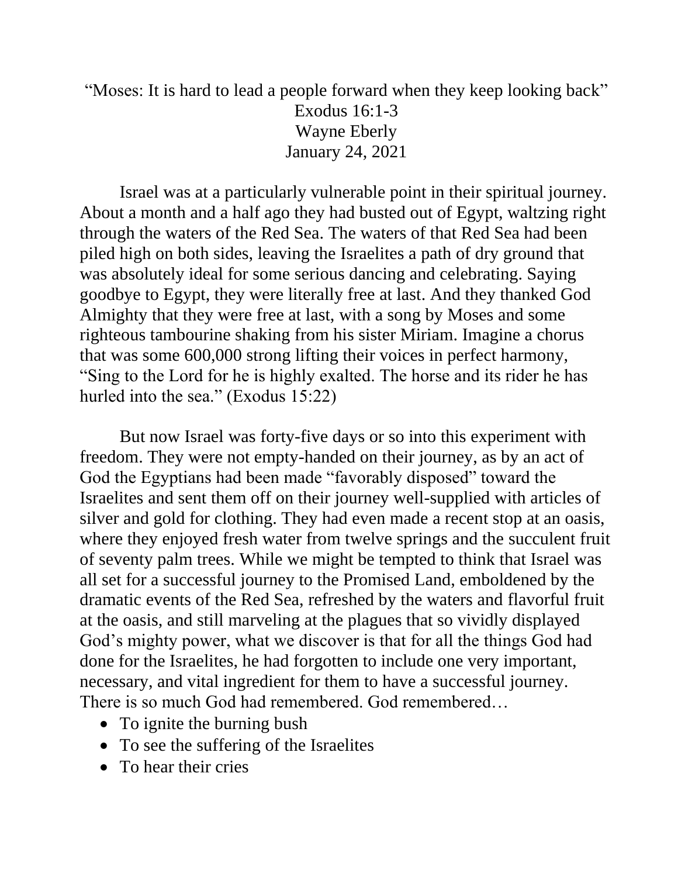“Moses: It is hard to lead a people forward when they keep looking back”
Exodus 16:1-3
Wayne Eberly
January 24, 2021

Israel was at a particularly vulnerable point in their spiritual journey. About a month and a half ago they had busted out of Egypt, waltzing right through the waters of the Red Sea. The waters of that Red Sea had been piled high on both sides, leaving the Israelites a path of dry ground that was absolutely ideal for some serious dancing and celebrating. Saying goodbye to Egypt, they were literally free at last. And they thanked God Almighty that they were free at last, with a song by Moses and some righteous tambourine shaking from his sister Miriam. Imagine a chorus that was some 600,000 strong lifting their voices in perfect harmony, “Sing to the Lord for he is highly exalted. The horse and its rider he has hurled into the sea.” (Exodus 15:22)

But now Israel was forty-five days or so into this experiment with freedom. They were not empty-handed on their journey, as by an act of God the Egyptians had been made “favorably disposed” toward the Israelites and sent them off on their journey well-supplied with articles of silver and gold for clothing. They had even made a recent stop at an oasis, where they enjoyed fresh water from twelve springs and the succulent fruit of seventy palm trees. While we might be tempted to think that Israel was all set for a successful journey to the Promised Land, emboldened by the dramatic events of the Red Sea, refreshed by the waters and flavorful fruit at the oasis, and still marveling at the plagues that so vividly displayed God’s mighty power, what we discover is that for all the things God had done for the Israelites, he had forgotten to include one very important, necessary, and vital ingredient for them to have a successful journey. There is so much God had remembered. God remembered…

- To ignite the burning bush
- To see the suffering of the Israelites
- To hear their cries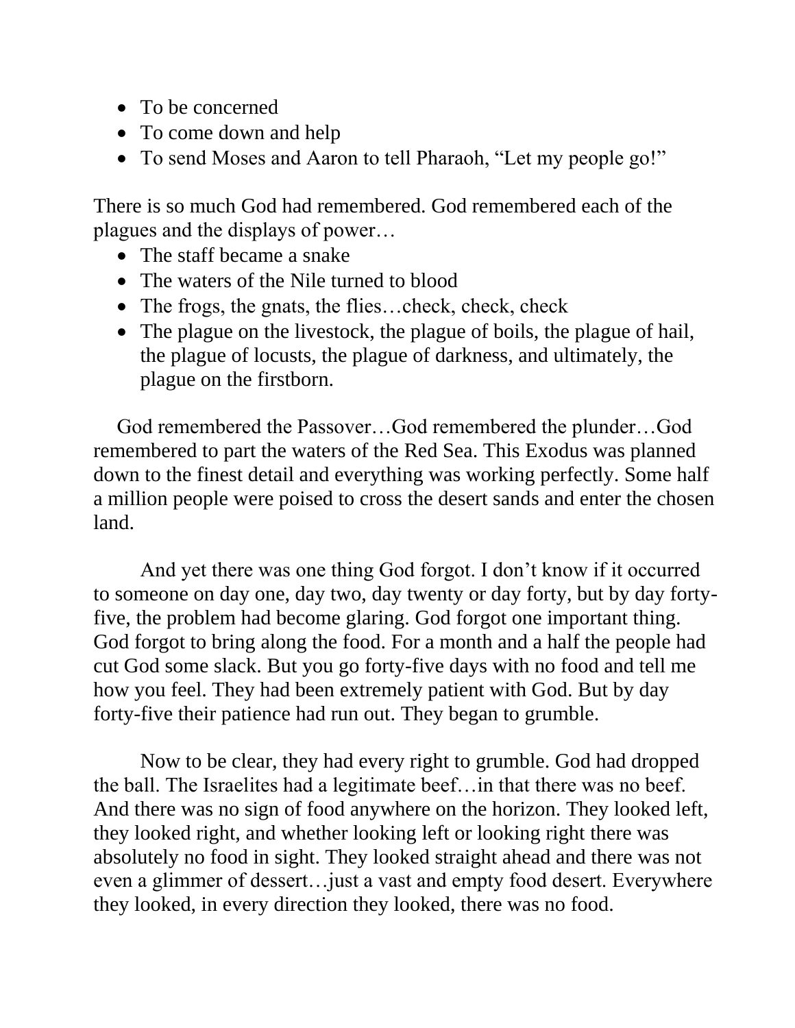- To be concerned
- To come down and help
- To send Moses and Aaron to tell Pharaoh, "Let my people go!"

There is so much God had remembered. God remembered each of the plagues and the displays of power…

- The staff became a snake
- The waters of the Nile turned to blood
- The frogs, the gnats, the flies…check, check, check
- The plague on the livestock, the plague of boils, the plague of hail, the plague of locusts, the plague of darkness, and ultimately, the plague on the firstborn.

God remembered the Passover…God remembered the plunder…God remembered to part the waters of the Red Sea. This Exodus was planned down to the finest detail and everything was working perfectly. Some half a million people were poised to cross the desert sands and enter the chosen land.

And yet there was one thing God forgot. I don't know if it occurred to someone on day one, day two, day twenty or day forty, but by day forty-five, the problem had become glaring. God forgot one important thing. God forgot to bring along the food. For a month and a half the people had cut God some slack. But you go forty-five days with no food and tell me how you feel. They had been extremely patient with God. But by day forty-five their patience had run out. They began to grumble.

Now to be clear, they had every right to grumble. God had dropped the ball. The Israelites had a legitimate beef…in that there was no beef. And there was no sign of food anywhere on the horizon. They looked left, they looked right, and whether looking left or looking right there was absolutely no food in sight. They looked straight ahead and there was not even a glimmer of dessert…just a vast and empty food desert. Everywhere they looked, in every direction they looked, there was no food.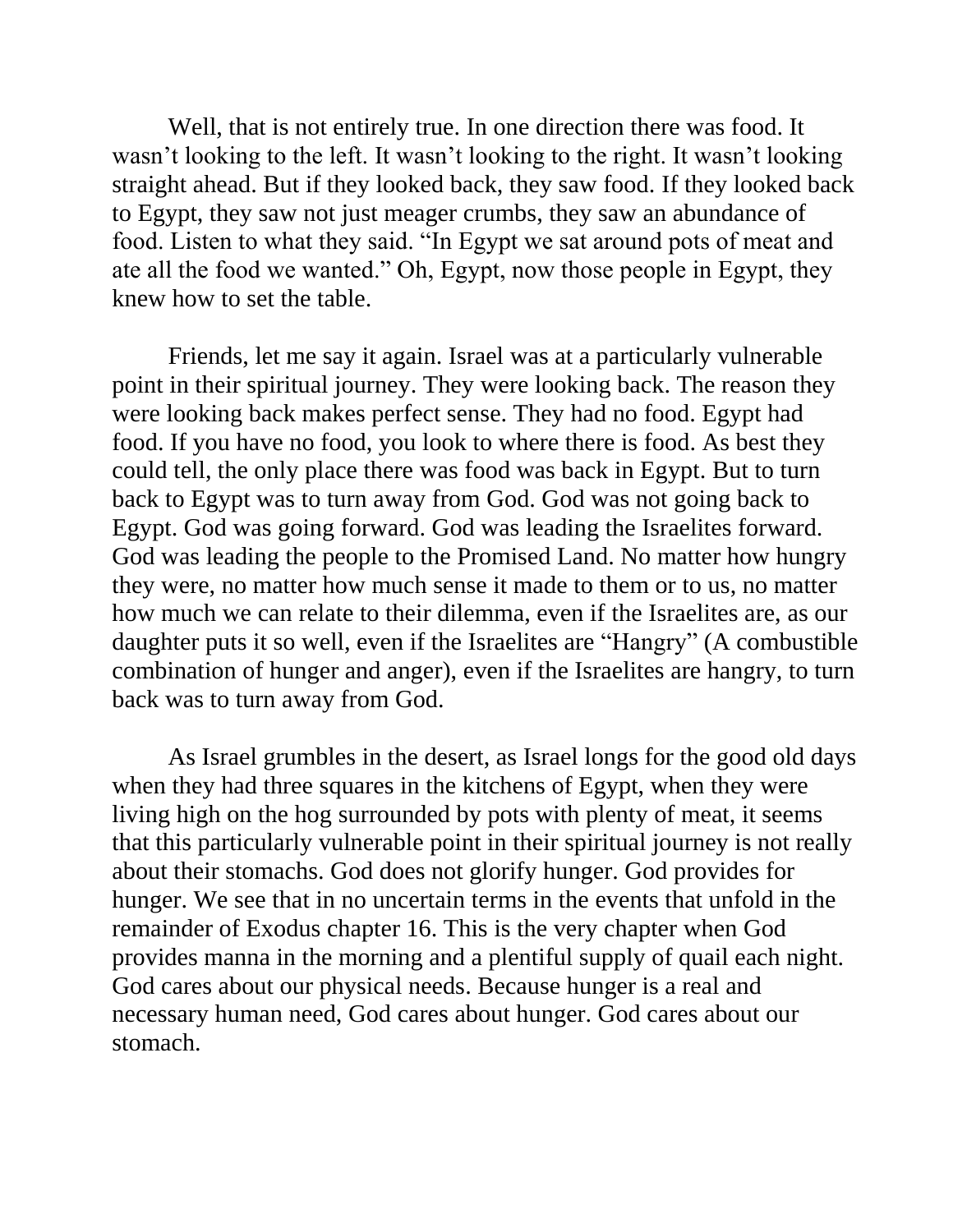Well, that is not entirely true. In one direction there was food. It wasn't looking to the left. It wasn't looking to the right. It wasn't looking straight ahead. But if they looked back, they saw food. If they looked back to Egypt, they saw not just meager crumbs, they saw an abundance of food. Listen to what they said. "In Egypt we sat around pots of meat and ate all the food we wanted." Oh, Egypt, now those people in Egypt, they knew how to set the table.

Friends, let me say it again. Israel was at a particularly vulnerable point in their spiritual journey. They were looking back. The reason they were looking back makes perfect sense. They had no food. Egypt had food. If you have no food, you look to where there is food. As best they could tell, the only place there was food was back in Egypt. But to turn back to Egypt was to turn away from God. God was not going back to Egypt. God was going forward. God was leading the Israelites forward. God was leading the people to the Promised Land. No matter how hungry they were, no matter how much sense it made to them or to us, no matter how much we can relate to their dilemma, even if the Israelites are, as our daughter puts it so well, even if the Israelites are "Hangry" (A combustible combination of hunger and anger), even if the Israelites are hangry, to turn back was to turn away from God.

As Israel grumbles in the desert, as Israel longs for the good old days when they had three squares in the kitchens of Egypt, when they were living high on the hog surrounded by pots with plenty of meat, it seems that this particularly vulnerable point in their spiritual journey is not really about their stomachs. God does not glorify hunger. God provides for hunger. We see that in no uncertain terms in the events that unfold in the remainder of Exodus chapter 16. This is the very chapter when God provides manna in the morning and a plentiful supply of quail each night. God cares about our physical needs. Because hunger is a real and necessary human need, God cares about hunger. God cares about our stomach.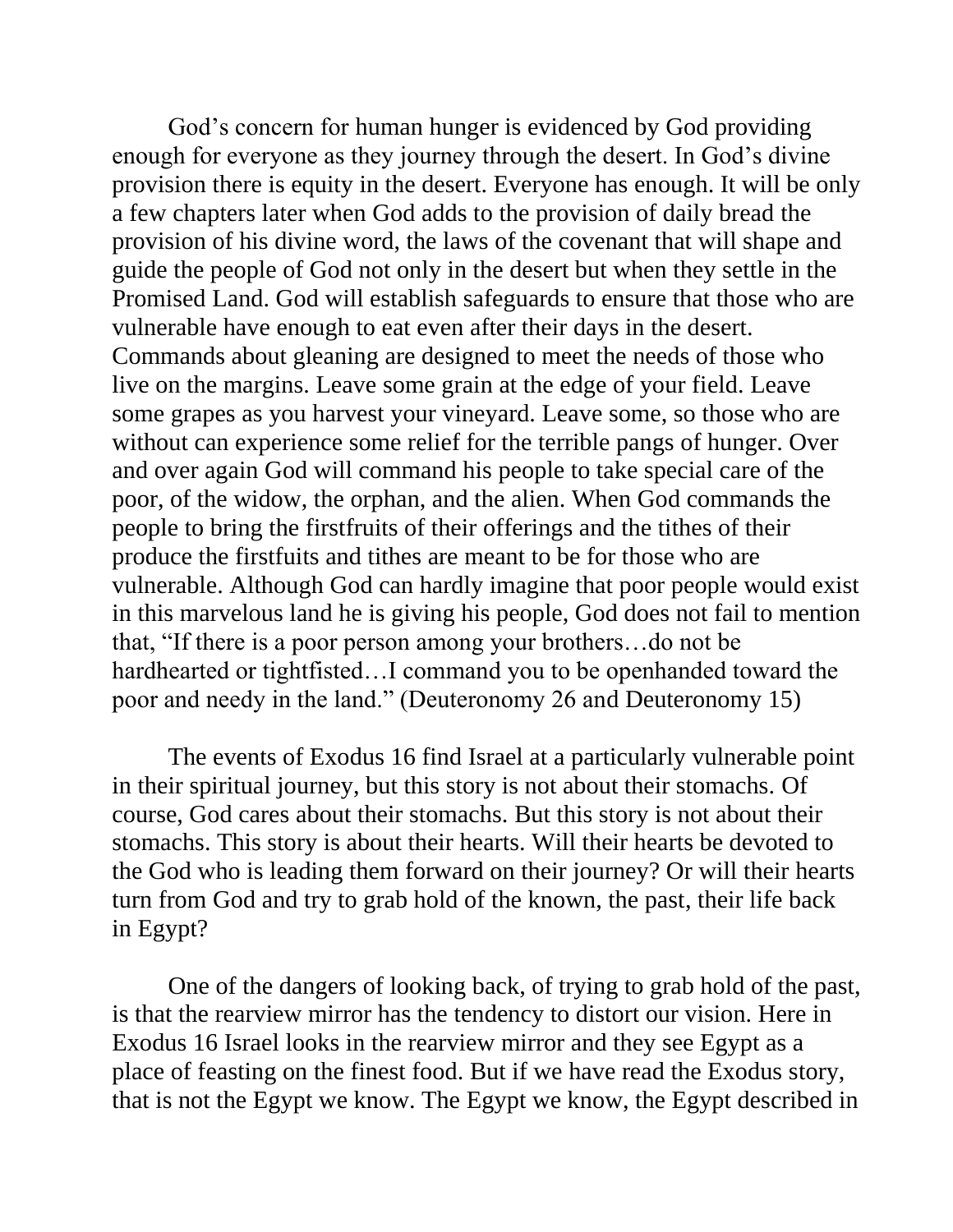God's concern for human hunger is evidenced by God providing enough for everyone as they journey through the desert. In God's divine provision there is equity in the desert. Everyone has enough. It will be only a few chapters later when God adds to the provision of daily bread the provision of his divine word, the laws of the covenant that will shape and guide the people of God not only in the desert but when they settle in the Promised Land. God will establish safeguards to ensure that those who are vulnerable have enough to eat even after their days in the desert. Commands about gleaning are designed to meet the needs of those who live on the margins. Leave some grain at the edge of your field. Leave some grapes as you harvest your vineyard. Leave some, so those who are without can experience some relief for the terrible pangs of hunger. Over and over again God will command his people to take special care of the poor, of the widow, the orphan, and the alien. When God commands the people to bring the firstfruits of their offerings and the tithes of their produce the firstfuits and tithes are meant to be for those who are vulnerable. Although God can hardly imagine that poor people would exist in this marvelous land he is giving his people, God does not fail to mention that, "If there is a poor person among your brothers…do not be hardhearted or tightfisted…I command you to be openhanded toward the poor and needy in the land." (Deuteronomy 26 and Deuteronomy 15)

The events of Exodus 16 find Israel at a particularly vulnerable point in their spiritual journey, but this story is not about their stomachs. Of course, God cares about their stomachs. But this story is not about their stomachs. This story is about their hearts. Will their hearts be devoted to the God who is leading them forward on their journey? Or will their hearts turn from God and try to grab hold of the known, the past, their life back in Egypt?

One of the dangers of looking back, of trying to grab hold of the past, is that the rearview mirror has the tendency to distort our vision. Here in Exodus 16 Israel looks in the rearview mirror and they see Egypt as a place of feasting on the finest food. But if we have read the Exodus story, that is not the Egypt we know. The Egypt we know, the Egypt described in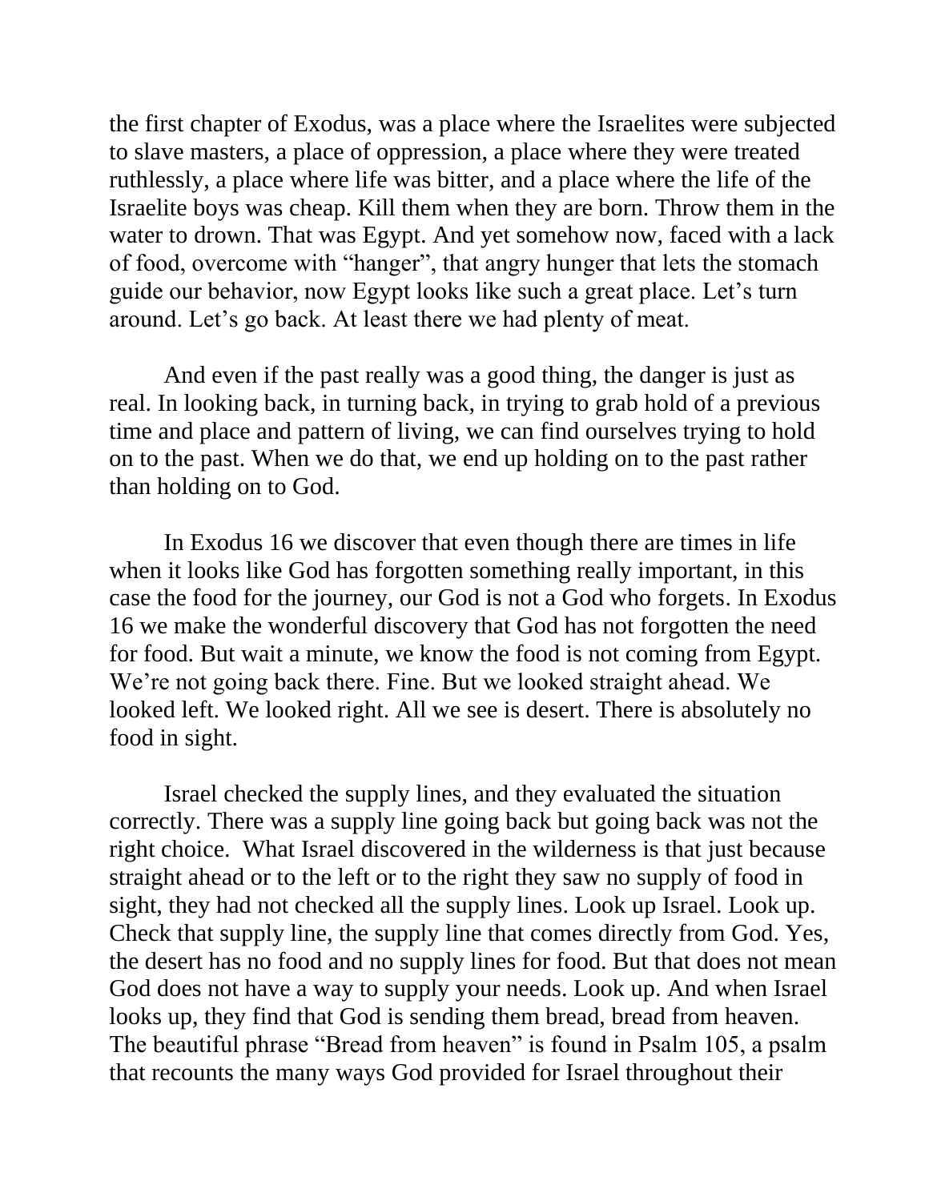the first chapter of Exodus, was a place where the Israelites were subjected to slave masters, a place of oppression, a place where they were treated ruthlessly, a place where life was bitter, and a place where the life of the Israelite boys was cheap. Kill them when they are born. Throw them in the water to drown. That was Egypt. And yet somehow now, faced with a lack of food, overcome with "hanger", that angry hunger that lets the stomach guide our behavior, now Egypt looks like such a great place. Let's turn around. Let's go back. At least there we had plenty of meat.

And even if the past really was a good thing, the danger is just as real. In looking back, in turning back, in trying to grab hold of a previous time and place and pattern of living, we can find ourselves trying to hold on to the past. When we do that, we end up holding on to the past rather than holding on to God.

In Exodus 16 we discover that even though there are times in life when it looks like God has forgotten something really important, in this case the food for the journey, our God is not a God who forgets. In Exodus 16 we make the wonderful discovery that God has not forgotten the need for food. But wait a minute, we know the food is not coming from Egypt. We're not going back there. Fine. But we looked straight ahead. We looked left. We looked right. All we see is desert. There is absolutely no food in sight.

Israel checked the supply lines, and they evaluated the situation correctly. There was a supply line going back but going back was not the right choice. What Israel discovered in the wilderness is that just because straight ahead or to the left or to the right they saw no supply of food in sight, they had not checked all the supply lines. Look up Israel. Look up. Check that supply line, the supply line that comes directly from God. Yes, the desert has no food and no supply lines for food. But that does not mean God does not have a way to supply your needs. Look up. And when Israel looks up, they find that God is sending them bread, bread from heaven. The beautiful phrase "Bread from heaven" is found in Psalm 105, a psalm that recounts the many ways God provided for Israel throughout their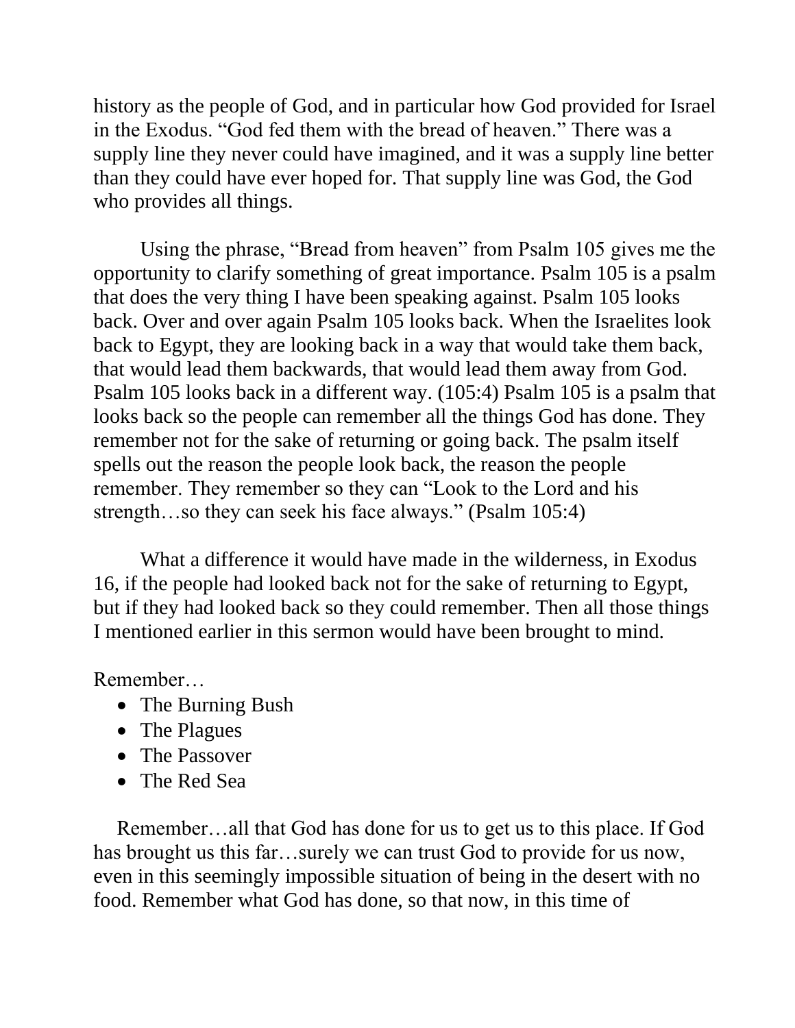history as the people of God, and in particular how God provided for Israel in the Exodus. "God fed them with the bread of heaven." There was a supply line they never could have imagined, and it was a supply line better than they could have ever hoped for. That supply line was God, the God who provides all things.

Using the phrase, "Bread from heaven" from Psalm 105 gives me the opportunity to clarify something of great importance. Psalm 105 is a psalm that does the very thing I have been speaking against. Psalm 105 looks back. Over and over again Psalm 105 looks back. When the Israelites look back to Egypt, they are looking back in a way that would take them back, that would lead them backwards, that would lead them away from God. Psalm 105 looks back in a different way. (105:4) Psalm 105 is a psalm that looks back so the people can remember all the things God has done. They remember not for the sake of returning or going back. The psalm itself spells out the reason the people look back, the reason the people remember. They remember so they can "Look to the Lord and his strength…so they can seek his face always." (Psalm 105:4)

What a difference it would have made in the wilderness, in Exodus 16, if the people had looked back not for the sake of returning to Egypt, but if they had looked back so they could remember. Then all those things I mentioned earlier in this sermon would have been brought to mind.

Remember…

- The Burning Bush
- The Plagues
- The Passover
- The Red Sea

Remember…all that God has done for us to get us to this place. If God has brought us this far…surely we can trust God to provide for us now, even in this seemingly impossible situation of being in the desert with no food. Remember what God has done, so that now, in this time of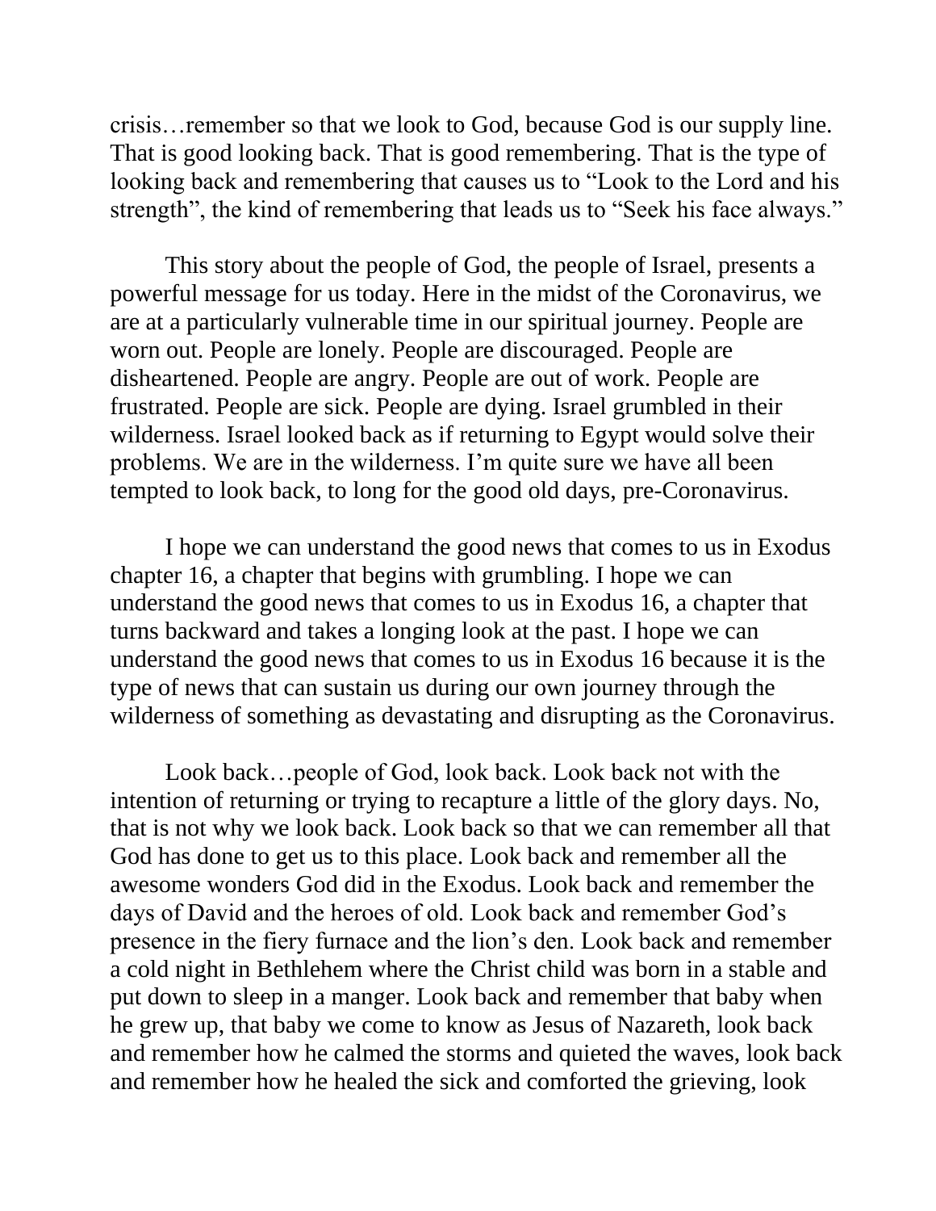crisis…remember so that we look to God, because God is our supply line. That is good looking back. That is good remembering. That is the type of looking back and remembering that causes us to "Look to the Lord and his strength", the kind of remembering that leads us to "Seek his face always."

This story about the people of God, the people of Israel, presents a powerful message for us today. Here in the midst of the Coronavirus, we are at a particularly vulnerable time in our spiritual journey. People are worn out. People are lonely. People are discouraged. People are disheartened. People are angry. People are out of work. People are frustrated. People are sick. People are dying. Israel grumbled in their wilderness. Israel looked back as if returning to Egypt would solve their problems. We are in the wilderness. I'm quite sure we have all been tempted to look back, to long for the good old days, pre-Coronavirus.

I hope we can understand the good news that comes to us in Exodus chapter 16, a chapter that begins with grumbling. I hope we can understand the good news that comes to us in Exodus 16, a chapter that turns backward and takes a longing look at the past. I hope we can understand the good news that comes to us in Exodus 16 because it is the type of news that can sustain us during our own journey through the wilderness of something as devastating and disrupting as the Coronavirus.

Look back…people of God, look back. Look back not with the intention of returning or trying to recapture a little of the glory days. No, that is not why we look back. Look back so that we can remember all that God has done to get us to this place. Look back and remember all the awesome wonders God did in the Exodus. Look back and remember the days of David and the heroes of old. Look back and remember God's presence in the fiery furnace and the lion's den. Look back and remember a cold night in Bethlehem where the Christ child was born in a stable and put down to sleep in a manger. Look back and remember that baby when he grew up, that baby we come to know as Jesus of Nazareth, look back and remember how he calmed the storms and quieted the waves, look back and remember how he healed the sick and comforted the grieving, look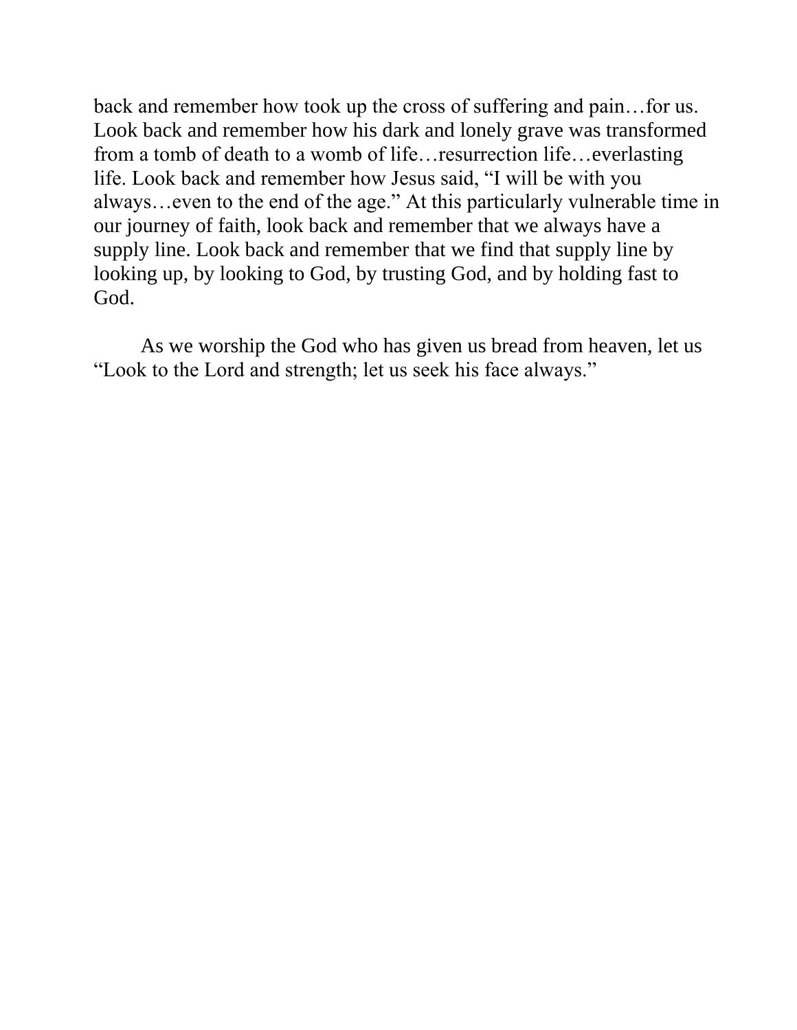back and remember how took up the cross of suffering and pain…for us. Look back and remember how his dark and lonely grave was transformed from a tomb of death to a womb of life…resurrection life…everlasting life. Look back and remember how Jesus said, "I will be with you always…even to the end of the age." At this particularly vulnerable time in our journey of faith, look back and remember that we always have a supply line. Look back and remember that we find that supply line by looking up, by looking to God, by trusting God, and by holding fast to God.

As we worship the God who has given us bread from heaven, let us "Look to the Lord and strength; let us seek his face always."